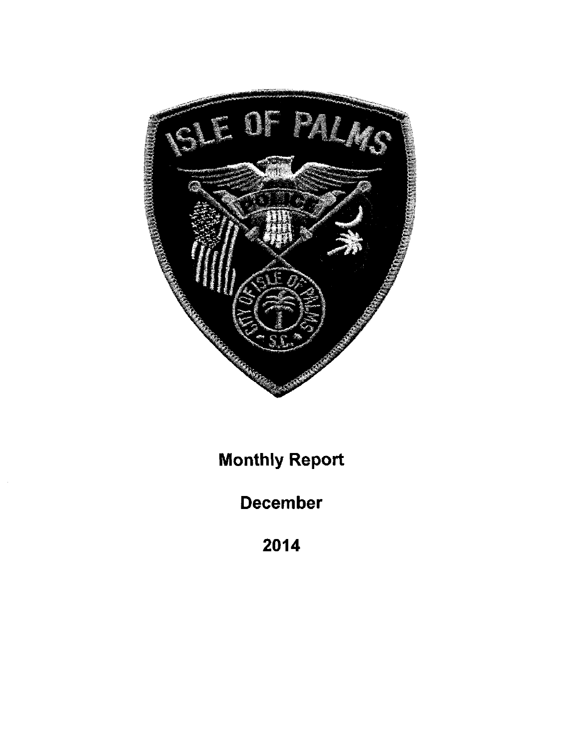**Monthly Report**

**December**

**2014**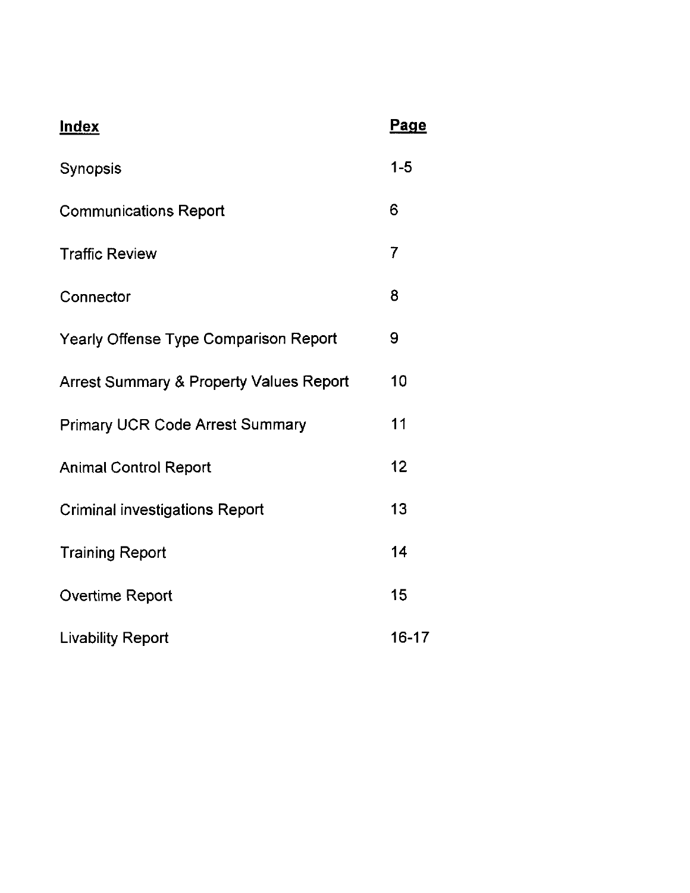| **Index** | **Page** |
| --- | --- |
| Synopsis | 1-5 |
| Communications Report | 6 |
| Traffic Review | 7 |
| Connector | 8 |
| Yearly Offense Type Comparison Report | 9 |
| Arrest Summary & Property Values Report | 10 |
| Primary UCR Code Arrest Summary | 11 |
| Animal Control Report | 12 |
| Criminal investigations Report | 13 |
| Training Report | 14 |
| Overtime Report | 15 |
| Livability Report | 16-17 |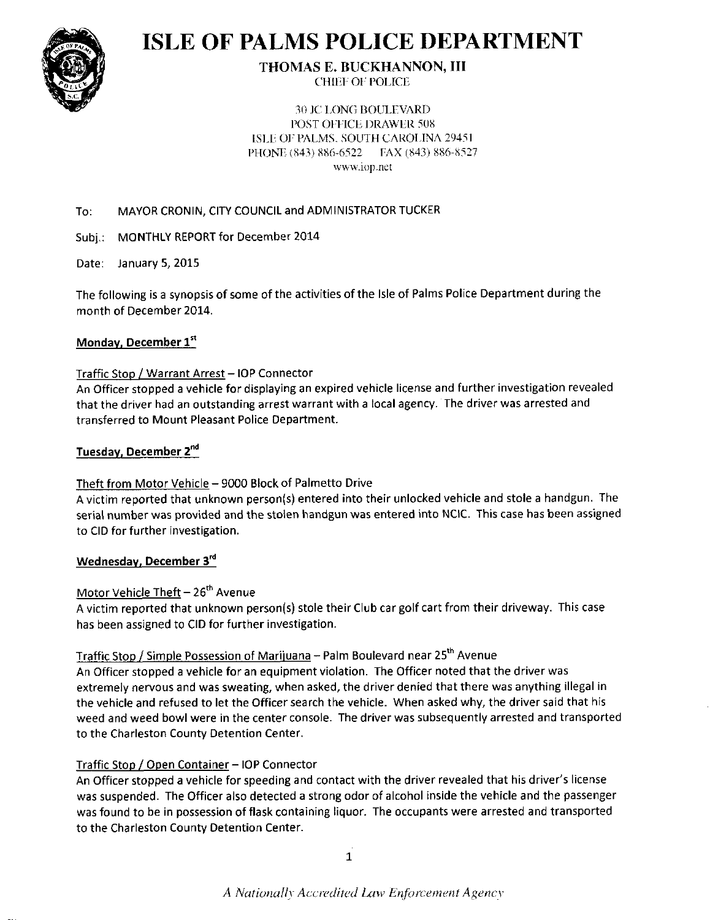# ISLE OF PALMS POLICE DEPARTMENT

**THOMAS E. BUCKHANNON, III**
CHIEF OF POLICE

30 JC LONG BOULEVARD
POST OFFICE DRAWER 508
ISLE OF PALMS, SOUTH CAROLINA 29451
PHONE (843) 886-6522 FAX (843) 886-8527
www.iop.net

To: MAYOR CRONIN, CITY COUNCIL and ADMINISTRATOR TUCKER

Subj.: MONTHLY REPORT for December 2014

Date: January 5, 2015

The following is a synopsis of some of the activities of the Isle of Palms Police Department during the month of December 2014.

**Monday, December 1st**

Traffic Stop / Warrant Arrest – IOP Connector
An Officer stopped a vehicle for displaying an expired vehicle license and further investigation revealed that the driver had an outstanding arrest warrant with a local agency. The driver was arrested and transferred to Mount Pleasant Police Department.

**Tuesday, December 2nd**

Theft from Motor Vehicle – 9000 Block of Palmetto Drive
A victim reported that unknown person(s) entered into their unlocked vehicle and stole a handgun. The serial number was provided and the stolen handgun was entered into NCIC. This case has been assigned to CID for further investigation.

**Wednesday, December 3rd**

Motor Vehicle Theft – 26th Avenue
A victim reported that unknown person(s) stole their Club car golf cart from their driveway. This case has been assigned to CID for further investigation.

Traffic Stop / Simple Possession of Marijuana – Palm Boulevard near 25th Avenue
An Officer stopped a vehicle for an equipment violation. The Officer noted that the driver was extremely nervous and was sweating, when asked, the driver denied that there was anything illegal in the vehicle and refused to let the Officer search the vehicle. When asked why, the driver said that his weed and weed bowl were in the center console. The driver was subsequently arrested and transported to the Charleston County Detention Center.

Traffic Stop / Open Container – IOP Connector
An Officer stopped a vehicle for speeding and contact with the driver revealed that his driver's license was suspended. The Officer also detected a strong odor of alcohol inside the vehicle and the passenger was found to be in possession of flask containing liquor. The occupants were arrested and transported to the Charleston County Detention Center.

*A Nationally Accredited Law Enforcement Agency*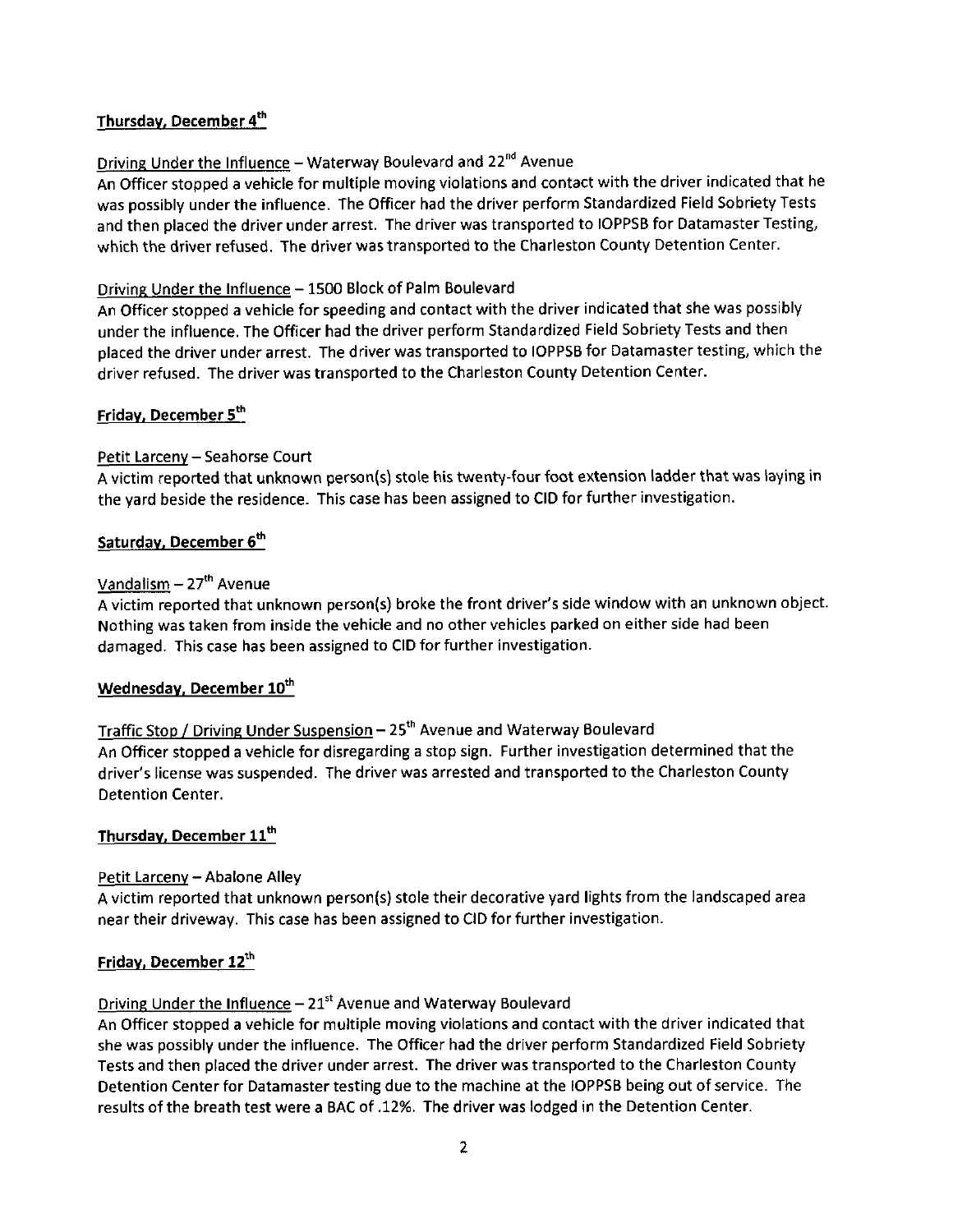## Thursday, December 4th

Driving Under the Influence – Waterway Boulevard and 22nd Avenue

An Officer stopped a vehicle for multiple moving violations and contact with the driver indicated that he was possibly under the influence. The Officer had the driver perform Standardized Field Sobriety Tests and then placed the driver under arrest. The driver was transported to IOPPSB for Datamaster Testing, which the driver refused. The driver was transported to the Charleston County Detention Center.

Driving Under the Influence – 1500 Block of Palm Boulevard

An Officer stopped a vehicle for speeding and contact with the driver indicated that she was possibly under the influence. The Officer had the driver perform Standardized Field Sobriety Tests and then placed the driver under arrest. The driver was transported to IOPPSB for Datamaster testing, which the driver refused. The driver was transported to the Charleston County Detention Center.

## Friday, December 5th

Petit Larceny – Seahorse Court

A victim reported that unknown person(s) stole his twenty-four foot extension ladder that was laying in the yard beside the residence. This case has been assigned to CID for further investigation.

## Saturday, December 6th

Vandalism – 27th Avenue

A victim reported that unknown person(s) broke the front driver's side window with an unknown object. Nothing was taken from inside the vehicle and no other vehicles parked on either side had been damaged. This case has been assigned to CID for further investigation.

## Wednesday, December 10th

Traffic Stop / Driving Under Suspension – 25th Avenue and Waterway Boulevard

An Officer stopped a vehicle for disregarding a stop sign. Further investigation determined that the driver's license was suspended. The driver was arrested and transported to the Charleston County Detention Center.

## Thursday, December 11th

Petit Larceny – Abalone Alley

A victim reported that unknown person(s) stole their decorative yard lights from the landscaped area near their driveway. This case has been assigned to CID for further investigation.

## Friday, December 12th

Driving Under the Influence – 21st Avenue and Waterway Boulevard

An Officer stopped a vehicle for multiple moving violations and contact with the driver indicated that she was possibly under the influence. The Officer had the driver perform Standardized Field Sobriety Tests and then placed the driver under arrest. The driver was transported to the Charleston County Detention Center for Datamaster testing due to the machine at the IOPPSB being out of service. The results of the breath test were a BAC of .12%. The driver was lodged in the Detention Center.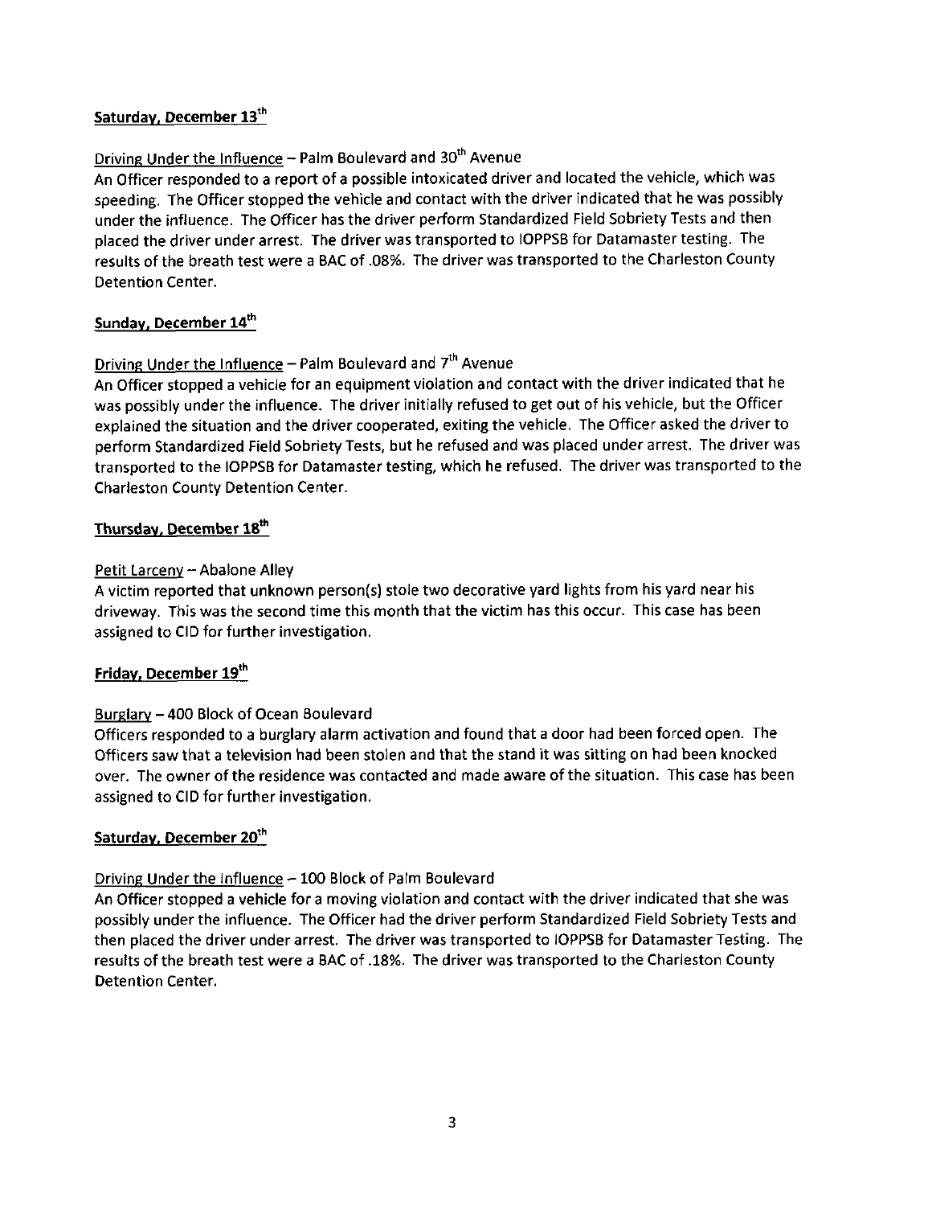## Saturday, December 13th

Driving Under the Influence – Palm Boulevard and 30th Avenue

An Officer responded to a report of a possible intoxicated driver and located the vehicle, which was speeding. The Officer stopped the vehicle and contact with the driver indicated that he was possibly under the influence. The Officer has the driver perform Standardized Field Sobriety Tests and then placed the driver under arrest. The driver was transported to IOPPSB for Datamaster testing. The results of the breath test were a BAC of .08%. The driver was transported to the Charleston County Detention Center.

## Sunday, December 14th

Driving Under the Influence – Palm Boulevard and 7th Avenue

An Officer stopped a vehicle for an equipment violation and contact with the driver indicated that he was possibly under the influence. The driver initially refused to get out of his vehicle, but the Officer explained the situation and the driver cooperated, exiting the vehicle. The Officer asked the driver to perform Standardized Field Sobriety Tests, but he refused and was placed under arrest. The driver was transported to the IOPPSB for Datamaster testing, which he refused. The driver was transported to the Charleston County Detention Center.

## Thursday, December 18th

Petit Larceny – Abalone Alley

A victim reported that unknown person(s) stole two decorative yard lights from his yard near his driveway. This was the second time this month that the victim has this occur. This case has been assigned to CID for further investigation.

## Friday, December 19th

Burglary – 400 Block of Ocean Boulevard

Officers responded to a burglary alarm activation and found that a door had been forced open. The Officers saw that a television had been stolen and that the stand it was sitting on had been knocked over. The owner of the residence was contacted and made aware of the situation. This case has been assigned to CID for further investigation.

## Saturday, December 20th

Driving Under the Influence – 100 Block of Palm Boulevard

An Officer stopped a vehicle for a moving violation and contact with the driver indicated that she was possibly under the influence. The Officer had the driver perform Standardized Field Sobriety Tests and then placed the driver under arrest. The driver was transported to IOPPSB for Datamaster Testing. The results of the breath test were a BAC of .18%. The driver was transported to the Charleston County Detention Center.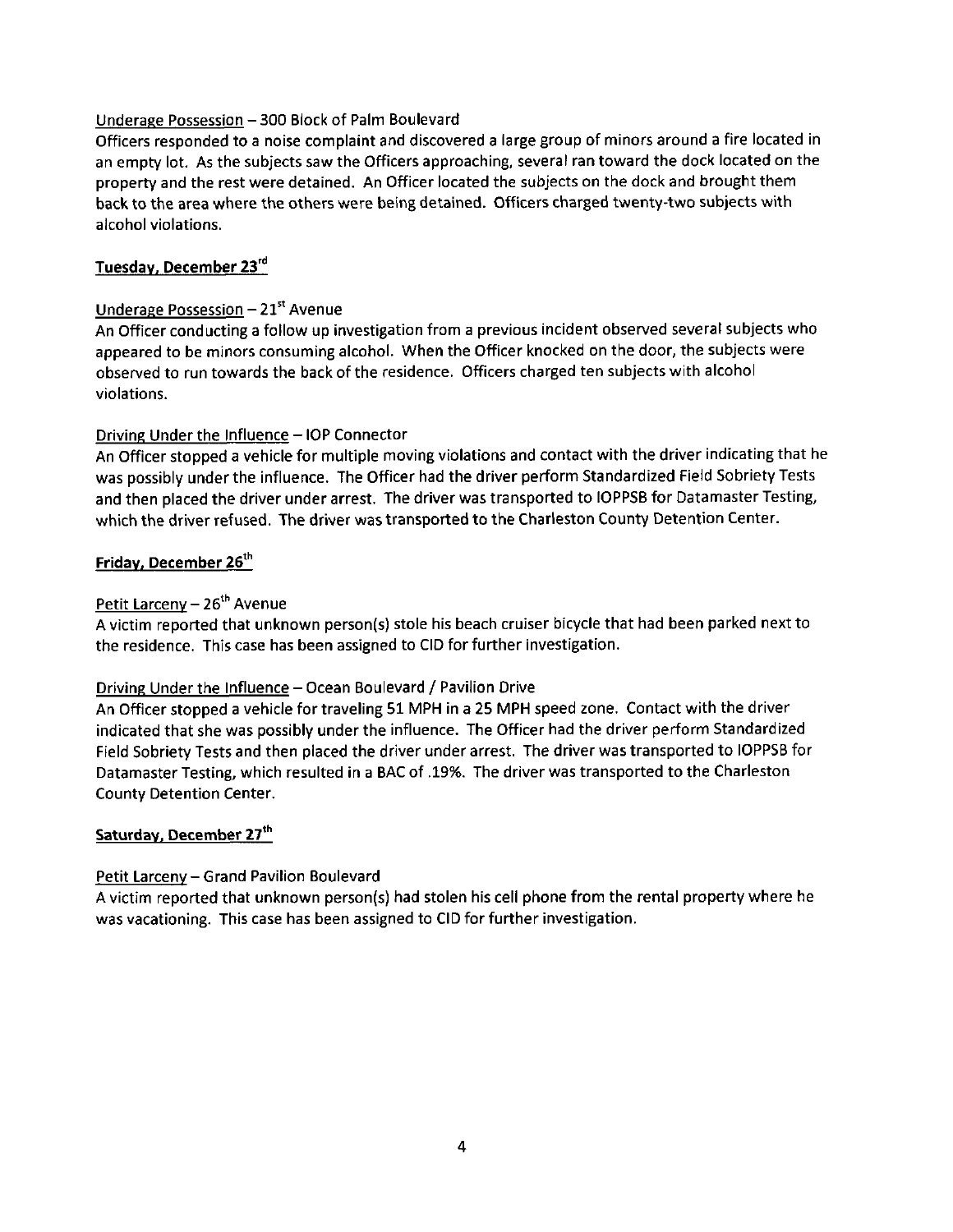Underage Possession – 300 Block of Palm Boulevard

Officers responded to a noise complaint and discovered a large group of minors around a fire located in an empty lot. As the subjects saw the Officers approaching, several ran toward the dock located on the property and the rest were detained. An Officer located the subjects on the dock and brought them back to the area where the others were being detained. Officers charged twenty-two subjects with alcohol violations.

**Tuesday, December 23rd**

Underage Possession – 21st Avenue

An Officer conducting a follow up investigation from a previous incident observed several subjects who appeared to be minors consuming alcohol. When the Officer knocked on the door, the subjects were observed to run towards the back of the residence. Officers charged ten subjects with alcohol violations.

Driving Under the Influence – IOP Connector

An Officer stopped a vehicle for multiple moving violations and contact with the driver indicating that he was possibly under the influence. The Officer had the driver perform Standardized Field Sobriety Tests and then placed the driver under arrest. The driver was transported to IOPPSB for Datamaster Testing, which the driver refused. The driver was transported to the Charleston County Detention Center.

**Friday, December 26th**

Petit Larceny – 26th Avenue

A victim reported that unknown person(s) stole his beach cruiser bicycle that had been parked next to the residence. This case has been assigned to CID for further investigation.

Driving Under the Influence – Ocean Boulevard / Pavilion Drive

An Officer stopped a vehicle for traveling 51 MPH in a 25 MPH speed zone. Contact with the driver indicated that she was possibly under the influence. The Officer had the driver perform Standardized Field Sobriety Tests and then placed the driver under arrest. The driver was transported to IOPPSB for Datamaster Testing, which resulted in a BAC of .19%. The driver was transported to the Charleston County Detention Center.

**Saturday, December 27th**

Petit Larceny – Grand Pavilion Boulevard

A victim reported that unknown person(s) had stolen his cell phone from the rental property where he was vacationing. This case has been assigned to CID for further investigation.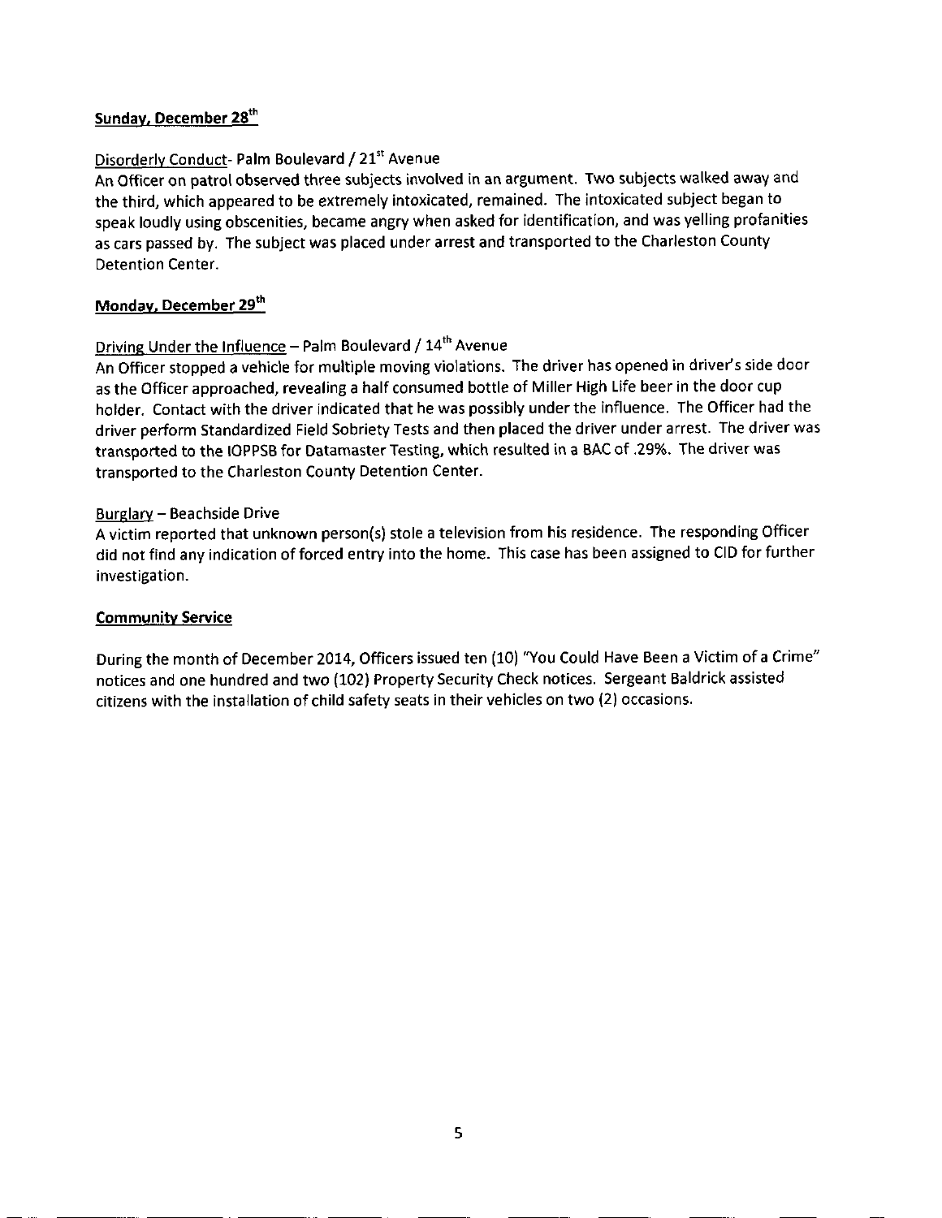## Sunday, December 28th

Disorderly Conduct- Palm Boulevard / 21st Avenue

An Officer on patrol observed three subjects involved in an argument. Two subjects walked away and the third, which appeared to be extremely intoxicated, remained. The intoxicated subject began to speak loudly using obscenities, became angry when asked for identification, and was yelling profanities as cars passed by. The subject was placed under arrest and transported to the Charleston County Detention Center.

## Monday, December 29th

Driving Under the Influence – Palm Boulevard / 14th Avenue

An Officer stopped a vehicle for multiple moving violations. The driver has opened in driver's side door as the Officer approached, revealing a half consumed bottle of Miller High Life beer in the door cup holder. Contact with the driver indicated that he was possibly under the influence. The Officer had the driver perform Standardized Field Sobriety Tests and then placed the driver under arrest. The driver was transported to the IOPPSB for Datamaster Testing, which resulted in a BAC of .29%. The driver was transported to the Charleston County Detention Center.

Burglary – Beachside Drive

A victim reported that unknown person(s) stole a television from his residence. The responding Officer did not find any indication of forced entry into the home. This case has been assigned to CID for further investigation.

## Community Service

During the month of December 2014, Officers issued ten (10) "You Could Have Been a Victim of a Crime" notices and one hundred and two (102) Property Security Check notices. Sergeant Baldrick assisted citizens with the installation of child safety seats in their vehicles on two (2) occasions.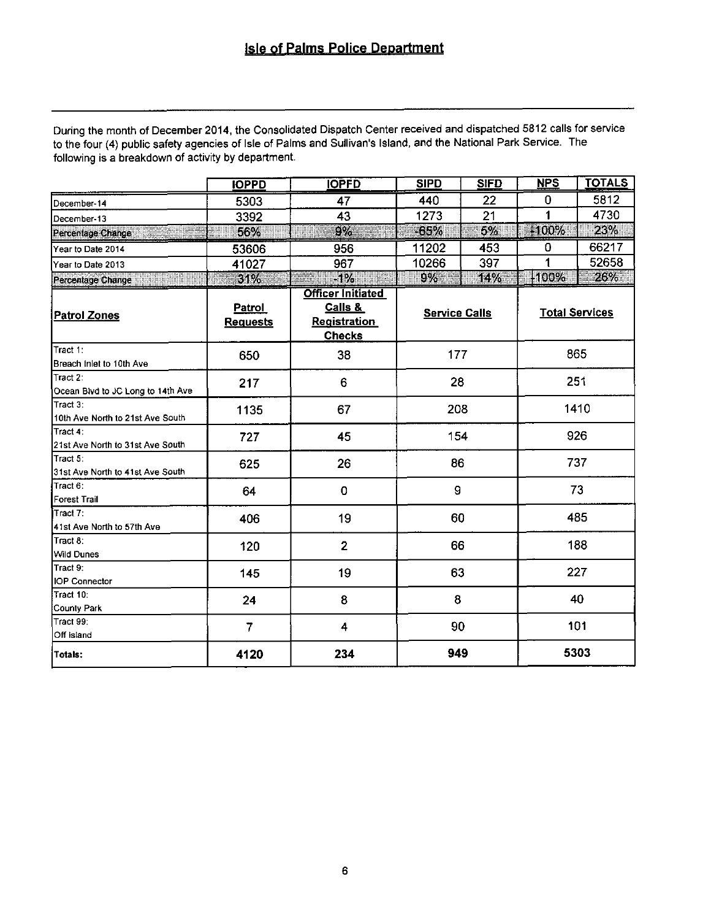## Isle of Palms Police Department

During the month of December 2014, the Consolidated Dispatch Center received and dispatched 5812 calls for service to the four (4) public safety agencies of Isle of Palms and Sullivan's Island, and the National Park Service. The following is a breakdown of activity by department.

| | IOPPD | IOPFD | SIPD | SIFD | NPS | TOTALS |
|---|---|---|---|---|---|---|
| December-14 | 5303 | 47 | 440 | 22 | 0 | 5812 |
| December-13 | 3392 | 43 | 1273 | 21 | 1 | 4730 |
| Percentage Change | 56% | 9% | -65% | 5% | -100% | 23% |
| Year to Date 2014 | 53606 | 956 | 11202 | 453 | 0 | 66217 |
| Year to Date 2013 | 41027 | 967 | 10266 | 397 | 1 | 52658 |
| Percentage Change | 31% | -1% | 9% | 14% | -100% | 26% |

| Patrol Zones | Patrol Requests | Officer Initiated Calls & Registration Checks | Service Calls | Total Services |
|---|---|---|---|---|
| Tract 1: Breach Inlet to 10th Ave | 650 | 38 | 177 | 865 |
| Tract 2: Ocean Blvd to JC Long to 14th Ave | 217 | 6 | 28 | 251 |
| Tract 3: 10th Ave North to 21st Ave South | 1135 | 67 | 208 | 1410 |
| Tract 4: 21st Ave North to 31st Ave South | 727 | 45 | 154 | 926 |
| Tract 5: 31st Ave North to 41st Ave South | 625 | 26 | 86 | 737 |
| Tract 6: Forest Trail | 64 | 0 | 9 | 73 |
| Tract 7: 41st Ave North to 57th Ave | 406 | 19 | 60 | 485 |
| Tract 8: Wild Dunes | 120 | 2 | 66 | 188 |
| Tract 9: IOP Connector | 145 | 19 | 63 | 227 |
| Tract 10: County Park | 24 | 8 | 8 | 40 |
| Tract 99: Off Island | 7 | 4 | 90 | 101 |
| Totals: | 4120 | 234 | 949 | 5303 |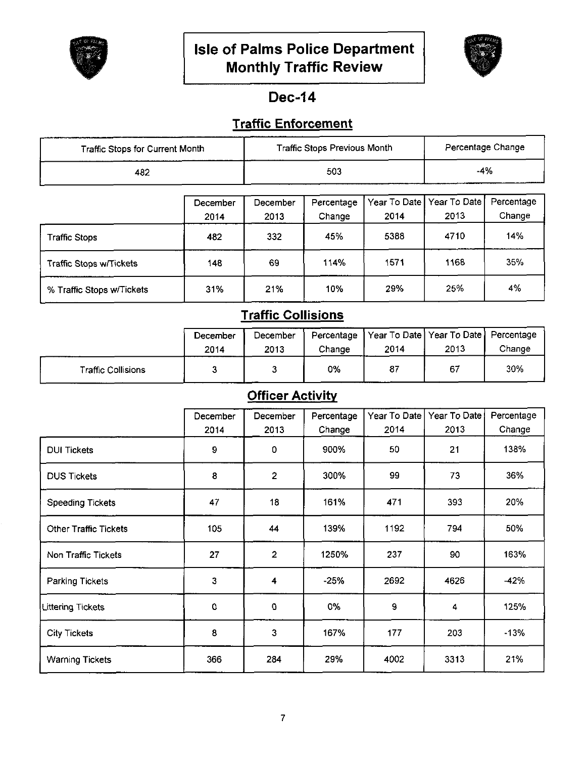# Isle of Palms Police Department Monthly Traffic Review

## Dec-14

### Traffic Enforcement

| Traffic Stops for Current Month | Traffic Stops Previous Month | Percentage Change |
|---|---|---|
| 482 | 503 | -4% |

| | December 2014 | December 2013 | Percentage Change | Year To Date 2014 | Year To Date 2013 | Percentage Change |
|---|---|---|---|---|---|---|
| Traffic Stops | 482 | 332 | 45% | 5388 | 4710 | 14% |
| Traffic Stops w/Tickets | 148 | 69 | 114% | 1571 | 1168 | 35% |
| % Traffic Stops w/Tickets | 31% | 21% | 10% | 29% | 25% | 4% |

### Traffic Collisions

| | December 2014 | December 2013 | Percentage Change | Year To Date 2014 | Year To Date 2013 | Percentage Change |
|---|---|---|---|---|---|---|
| Traffic Collisions | 3 | 3 | 0% | 87 | 67 | 30% |

### Officer Activity

| | December 2014 | December 2013 | Percentage Change | Year To Date 2014 | Year To Date 2013 | Percentage Change |
|---|---|---|---|---|---|---|
| DUI Tickets | 9 | 0 | 900% | 50 | 21 | 138% |
| DUS Tickets | 8 | 2 | 300% | 99 | 73 | 36% |
| Speeding Tickets | 47 | 18 | 161% | 471 | 393 | 20% |
| Other Traffic Tickets | 105 | 44 | 139% | 1192 | 794 | 50% |
| Non Traffic Tickets | 27 | 2 | 1250% | 237 | 90 | 163% |
| Parking Tickets | 3 | 4 | -25% | 2692 | 4626 | -42% |
| Littering Tickets | 0 | 0 | 0% | 9 | 4 | 125% |
| City Tickets | 8 | 3 | 167% | 177 | 203 | -13% |
| Warning Tickets | 366 | 284 | 29% | 4002 | 3313 | 21% |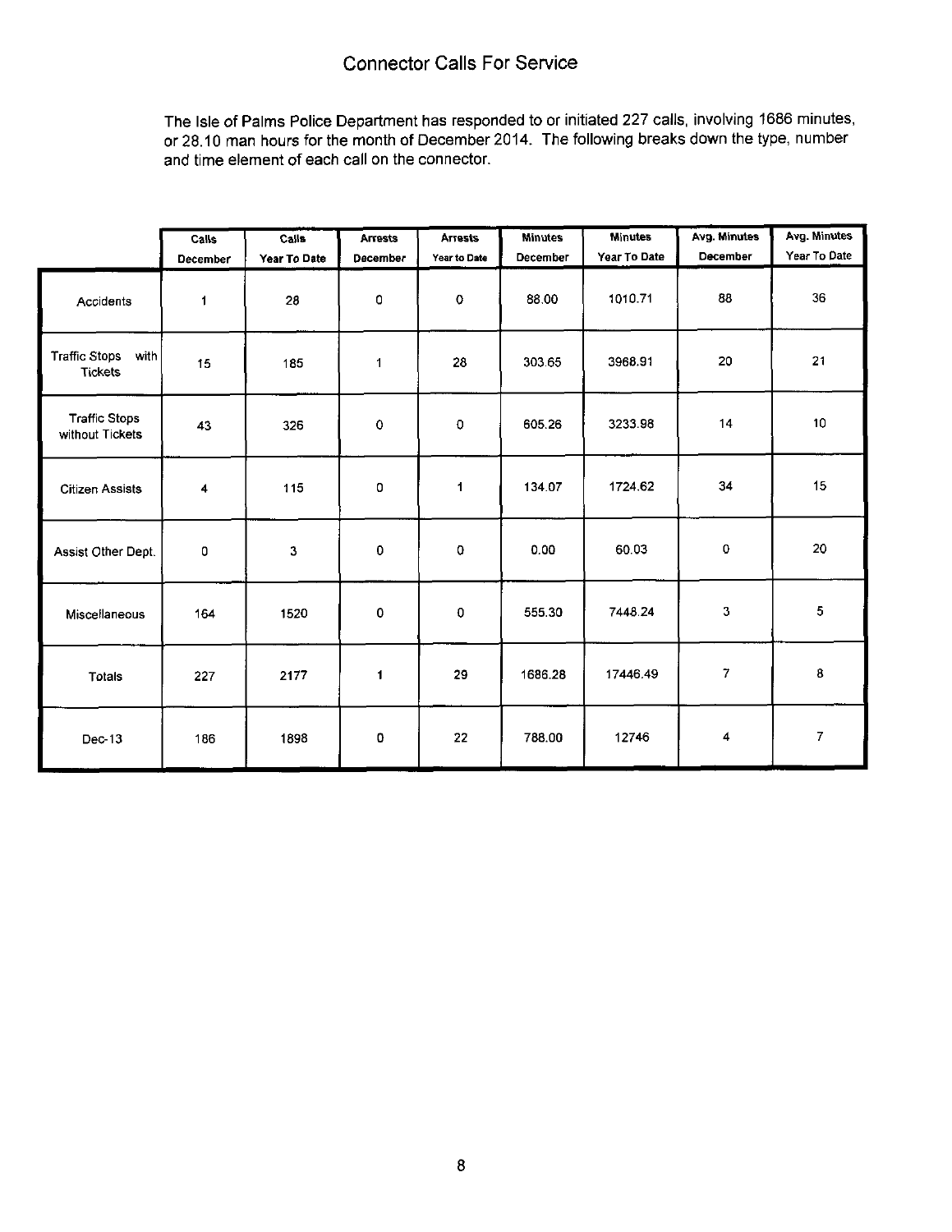# Connector Calls For Service

The Isle of Palms Police Department has responded to or initiated 227 calls, involving 1686 minutes, or 28.10 man hours for the month of December 2014. The following breaks down the type, number and time element of each call on the connector.

| | Calls December | Calls Year To Date | Arrests December | Arrests Year to Date | Minutes December | Minutes Year To Date | Avg. Minutes December | Avg. Minutes Year To Date |
|---|---|---|---|---|---|---|---|---|
| Accidents | 1 | 28 | 0 | 0 | 88.00 | 1010.71 | 88 | 36 |
| Traffic Stops with Tickets | 15 | 185 | 1 | 28 | 303.65 | 3968.91 | 20 | 21 |
| Traffic Stops without Tickets | 43 | 326 | 0 | 0 | 605.26 | 3233.98 | 14 | 10 |
| Citizen Assists | 4 | 115 | 0 | 1 | 134.07 | 1724.62 | 34 | 15 |
| Assist Other Dept. | 0 | 3 | 0 | 0 | 0.00 | 60.03 | 0 | 20 |
| Miscellaneous | 164 | 1520 | 0 | 0 | 555.30 | 7448.24 | 3 | 5 |
| Totals | 227 | 2177 | 1 | 29 | 1686.28 | 17446.49 | 7 | 8 |
| Dec-13 | 186 | 1898 | 0 | 22 | 788.00 | 12746 | 4 | 7 |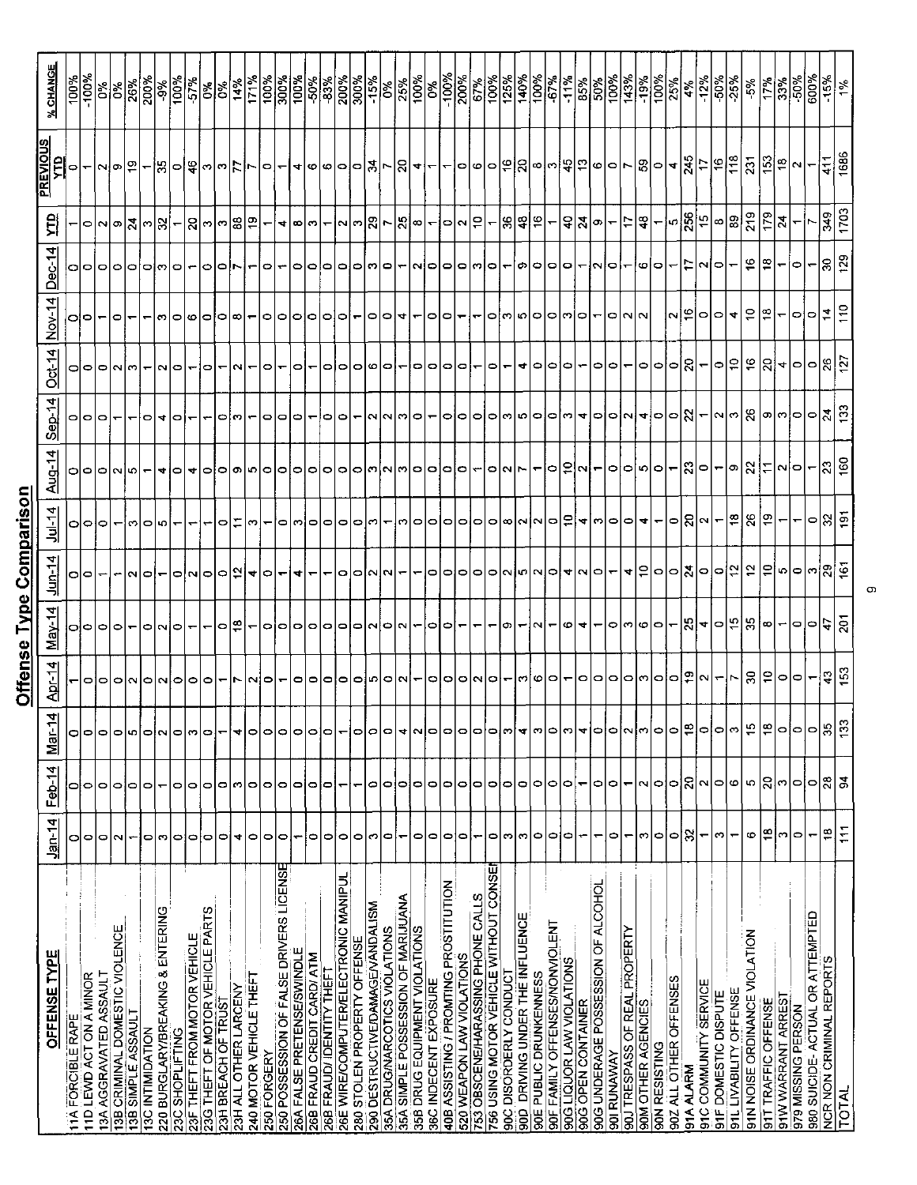## Offense Type Comparison

| OFFENSE TYPE | Jan-14 | Feb-14 | Mar-14 | Apr-14 | May-14 | Jun-14 | Jul-14 | Aug-14 | Sep-14 | Oct-14 | Nov-14 | Dec-14 | YTD | PREVIOUS YTD | % CHANGE |
|---|---|---|---|---|---|---|---|---|---|---|---|---|---|---|---|
| 11A FORCIBLE RAPE | 0 | 0 | 0 | 1 | 0 | 0 | 0 | 0 | 0 | 0 | 0 | 0 | 1 | 0 | 100% |
| 11D LEWD ACT ON A MINOR | 0 | 0 | 0 | 0 | 0 | 0 | 0 | 0 | 0 | 0 | 0 | 0 | 0 | 1 | -100% |
| 13A AGGRAVATED ASSAULT | 0 | 0 | 0 | 0 | 0 | 1 | 0 | 0 | 0 | 0 | 1 | 0 | 2 | 2 | 0% |
| 13B CRIMINAL DOMESTIC VIOLENCE | 2 | 0 | 0 | 0 | 0 | 1 | 1 | 2 | 1 | 2 | 0 | 0 | 9 | 9 | 0% |
| 13B SIMPLE ASSAULT | 1 | 0 | 5 | 2 | 1 | 2 | 3 | 5 | 1 | 3 | 1 | 0 | 24 | 19 | 26% |
| 13C INTIMIDATION | 0 | 0 | 0 | 0 | 0 | 0 | 0 | 1 | 0 | 1 | 1 | 0 | 3 | 1 | 200% |
| 220 BURGLARY/BREAKING & ENTERING | 3 | 1 | 2 | 2 | 2 | 1 | 5 | 4 | 4 | 2 | 3 | 3 | 32 | 35 | -9% |
| 23C SHOPLIFTING | 0 | 0 | 0 | 0 | 0 | 0 | 1 | 0 | 0 | 0 | 0 | 0 | 1 | 0 | 100% |
| 23F THEFT FROM MOTOR VEHICLE | 0 | 0 | 3 | 0 | 1 | 2 | 1 | 4 | 1 | 1 | 6 | 1 | 20 | 46 | -57% |
| 23G THEFT OF MOTOR VEHICLE PARTS | 0 | 0 | 0 | 0 | 1 | 0 | 1 | 0 | 1 | 0 | 0 | 0 | 3 | 3 | 0% |
| 23H BREACH OF TRUST | 0 | 0 | 1 | 1 | 0 | 0 | 0 | 0 | 0 | 1 | 0 | 0 | 3 | 3 | 0% |
| 23H ALL OTHER LARCENY | 4 | 3 | 4 | 7 | 18 | 12 | 11 | 9 | 3 | 2 | 8 | 7 | 88 | 77 | 14% |
| 240 MOTOR VEHICLE THEFT | 0 | 0 | 0 | 2 | 1 | 4 | 3 | 5 | 1 | 1 | 1 | 1 | 19 | 7 | 171% |
| 250 FORGERY | 0 | 0 | 0 | 0 | 0 | 0 | 1 | 0 | 0 | 0 | 0 | 0 | 1 | 0 | 100% |
| 250 POSSESSION OF FALSE DRIVERS LICENSE | 0 | 0 | 0 | 1 | 0 | 1 | 0 | 0 | 0 | 0 | 0 | 1 | 4 | 1 | 300% |
| 26A FALSE PRETENSE/SWINDLE | 1 | 0 | 0 | 0 | 0 | 4 | 3 | 0 | 0 | 0 | 0 | 0 | 8 | 4 | 100% |
| 26B FRAUD CREDIT CARD/ ATM | 0 | 0 | 0 | 0 | 0 | 1 | 0 | 0 | 1 | 1 | 0 | 0 | 3 | 6 | -50% |
| 26B FRAUD/ IDENTITY THEFT | 0 | 0 | 0 | 0 | 0 | 1 | 0 | 0 | 0 | 0 | 0 | 0 | 1 | 6 | -83% |
| 26E WIRE/COMPUTER/ELECTRONIC MANIPUL | 0 | 1 | 1 | 0 | 0 | 0 | 0 | 0 | 0 | 0 | 0 | 0 | 2 | 0 | 200% |
| 280 STOLEN PROPERTY OFFENSE | 0 | 1 | 0 | 0 | 0 | 0 | 0 | 0 | 1 | 0 | 1 | 0 | 3 | 0 | 300% |
| 290 DESTRUCTIVE/DAMAGE/VANDALISM | 3 | 0 | 0 | 5 | 2 | 2 | 3 | 3 | 2 | 6 | 0 | 3 | 29 | 34 | -15% |
| 35A DRUG/NARCOTICS VIOLATIONS | 0 | 0 | 0 | 0 | 0 | 2 | 1 | 2 | 2 | 0 | 0 | 0 | 7 | 7 | 0% |
| 35A SIMPLE POSSESSION OF MARIJUANA | 1 | 0 | 4 | 2 | 2 | 1 | 3 | 3 | 3 | 1 | 4 | 1 | 25 | 20 | 25% |
| 35B DRUG EQUIPMENT VIOLATIONS | 0 | 0 | 2 | 1 | 1 | 1 | 0 | 0 | 0 | 0 | 1 | 2 | 8 | 4 | 100% |
| 36C INDECENT EXPOSURE | 0 | 0 | 0 | 0 | 0 | 0 | 0 | 0 | 1 | 0 | 0 | 0 | 1 | 1 | 0% |
| 40B ASSISTING / PROMOTING PROSTITUTION | 0 | 0 | 0 | 0 | 0 | 0 | 0 | 0 | 0 | 0 | 0 | 0 | 0 | 1 | -100% |
| 520 WEAPON LAW VIOLATIONS | 0 | 0 | 0 | 0 | 1 | 0 | 0 | 0 | 0 | 0 | 1 | 0 | 2 | 0 | 200% |
| 753 OBSCENE/HARASSING PHONE CALLS | 0 | 0 | 0 | 2 | 1 | 0 | 0 | 1 | 0 | 1 | 1 | 3 | 10 | 6 | 67% |
| 756 USING MOTOR VEHICLE WITHOUT CONSENT | 0 | 0 | 0 | 0 | 1 | 0 | 0 | 0 | 0 | 0 | 0 | 0 | 1 | 0 | 100% |
| 90C DISORDERLY CONDUCT | 3 | 0 | 3 | 1 | 9 | 2 | 8 | 2 | 3 | 1 | 3 | 1 | 36 | 16 | 125% |
| 90D DRIVING UNDER THE INFLUENCE | 3 | 0 | 4 | 3 | 1 | 5 | 2 | 7 | 5 | 4 | 5 | 9 | 48 | 20 | 140% |
| 90E PUBLIC DRUNKENNESS | 0 | 0 | 3 | 6 | 2 | 2 | 2 | 1 | 0 | 0 | 0 | 0 | 16 | 8 | 100% |
| 90F FAMILY OFFENSES/NONVIOLENT | 0 | 0 | 0 | 0 | 1 | 0 | 0 | 0 | 0 | 0 | 0 | 0 | 1 | 3 | -67% |
| 90G LIQUOR LAW VIOLATIONS | 0 | 0 | 3 | 1 | 6 | 4 | 10 | 10 | 3 | 0 | 3 | 0 | 40 | 45 | -11% |
| 90G OPEN CONTAINER | 1 | 1 | 4 | 0 | 4 | 2 | 4 | 2 | 4 | 1 | 0 | 1 | 24 | 13 | 85% |
| 90G UNDERAGE POSSESSION OF ALCOHOL | 1 | 0 | 0 | 0 | 0 | 0 | 3 | 1 | 0 | 0 | 1 | 2 | 9 | 6 | 50% |
| 90I RUNAWAY | 0 | 0 | 0 | 0 | 0 | 1 | 0 | 0 | 0 | 0 | 0 | 0 | 1 | 0 | 100% |
| 90J TRESPASS OF REAL PROPERTY | 1 | 1 | 2 | 0 | 3 | 4 | 0 | 0 | 2 | 1 | 2 | 1 | 17 | 7 | 143% |
| 90M OTHER AGENCIES | 3 | 2 | 3 | 3 | 6 | 10 | 4 | 5 | 4 | 0 | 2 | 6 | 48 | 59 | -19% |
| 90N RESISTING | 0 | 0 | 0 | 0 | 0 | 0 | 0 | 1 | 0 | 0 | | 0 | 1 | 0 | 100% |
| 90Z ALL OTHER OFFENSES | 0 | 0 | 0 | 0 | 1 | 0 | 0 | 1 | 0 | 0 | 2 | 1 | 5 | 4 | 25% |
| 91A ALARM | 32 | 20 | 18 | 19 | 25 | 24 | 20 | 23 | 22 | 20 | 16 | 17 | 256 | 245 | 4% |
| 91C COMMUNITY SERVICE | 1 | 2 | 0 | 2 | 4 | 0 | 2 | 0 | 1 | 1 | 0 | 2 | 15 | 17 | -12% |
| 91F DOMESTIC DISPUTE | 3 | 0 | 0 | 1 | 0 | 0 | 1 | 1 | 2 | 0 | 0 | 0 | 8 | 16 | -50% |
| 91L LIVABILITY OFFENSE | 1 | 6 | 3 | 7 | 15 | 12 | 18 | 9 | 3 | 10 | 4 | 1 | 89 | 118 | -25% |
| 91N NOISE ORDINANCE VIOLATION | 6 | 5 | 15 | 30 | 35 | 12 | 26 | 22 | 26 | 16 | 10 | 16 | 219 | 231 | -5% |
| 91T TRAFFIC OFFENSE | 18 | 20 | 18 | 10 | 8 | 10 | 19 | 11 | 9 | 20 | 18 | 18 | 179 | 153 | 17% |
| 91W WARRANT ARREST | 3 | 3 | 0 | 0 | 1 | 5 | 1 | 2 | 3 | 4 | 1 | 1 | 24 | 18 | 33% |
| 979 MISSING PERSON | 0 | 0 | 0 | 0 | 0 | 0 | 1 | 0 | 0 | 0 | 0 | 0 | 1 | 2 | -50% |
| 980 SUICIDE- ACTUAL OR ATTEMPTED | 1 | 0 | 0 | 1 | 0 | 3 | 0 | 1 | 0 | 0 | 0 | 1 | 7 | 1 | 600% |
| NCR NON CRIMINAL REPORTS | 18 | 28 | 35 | 43 | 47 | 29 | 32 | 23 | 24 | 26 | 14 | 30 | 349 | 411 | -15% |
| TOTAL | 111 | 94 | 133 | 153 | 201 | 161 | 191 | 160 | 133 | 127 | 110 | 129 | 1703 | 1686 | 1% |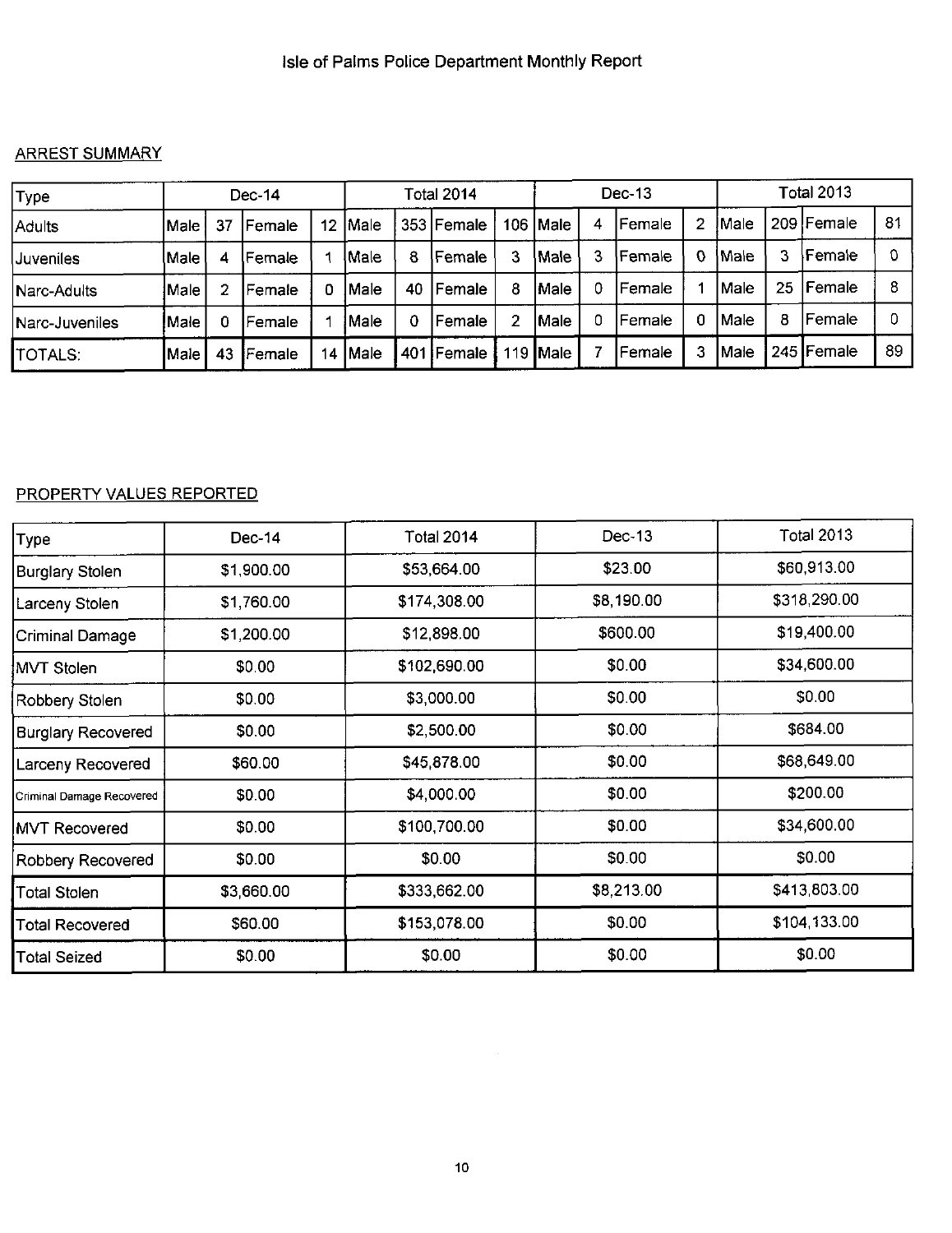# Isle of Palms Police Department Monthly Report

## ARREST SUMMARY

| Type | Dec-14 | | | | Total 2014 | | | | Dec-13 | | | | Total 2013 | | | |
|---|---|---|---|---|---|---|---|---|---|---|---|---|---|---|---|---|
| Adults | Male | 37 | Female | 12 | Male | 353 | Female | 106 | Male | 4 | Female | 2 | Male | 209 | Female | 81 |
| Juveniles | Male | 4 | Female | 1 | Male | 8 | Female | 3 | Male | 3 | Female | 0 | Male | 3 | Female | 0 |
| Narc-Adults | Male | 2 | Female | 0 | Male | 40 | Female | 8 | Male | 0 | Female | 1 | Male | 25 | Female | 8 |
| Narc-Juveniles | Male | 0 | Female | 1 | Male | 0 | Female | 2 | Male | 0 | Female | 0 | Male | 8 | Female | 0 |
| TOTALS: | Male | 43 | Female | 14 | Male | 401 | Female | 119 | Male | 7 | Female | 3 | Male | 245 | Female | 89 |

## PROPERTY VALUES REPORTED

| Type | Dec-14 | Total 2014 | Dec-13 | Total 2013 |
|---|---|---|---|---|
| Burglary Stolen | $1,900.00 | $53,664.00 | $23.00 | $60,913.00 |
| Larceny Stolen | $1,760.00 | $174,308.00 | $8,190.00 | $318,290.00 |
| Criminal Damage | $1,200.00 | $12,898.00 | $600.00 | $19,400.00 |
| MVT Stolen | $0.00 | $102,690.00 | $0.00 | $34,600.00 |
| Robbery Stolen | $0.00 | $3,000.00 | $0.00 | $0.00 |
| Burglary Recovered | $0.00 | $2,500.00 | $0.00 | $684.00 |
| Larceny Recovered | $60.00 | $45,878.00 | $0.00 | $68,649.00 |
| Criminal Damage Recovered | $0.00 | $4,000.00 | $0.00 | $200.00 |
| MVT Recovered | $0.00 | $100,700.00 | $0.00 | $34,600.00 |
| Robbery Recovered | $0.00 | $0.00 | $0.00 | $0.00 |
| Total Stolen | $3,660.00 | $333,662.00 | $8,213.00 | $413,803.00 |
| Total Recovered | $60.00 | $153,078.00 | $0.00 | $104,133.00 |
| Total Seized | $0.00 | $0.00 | $0.00 | $0.00 |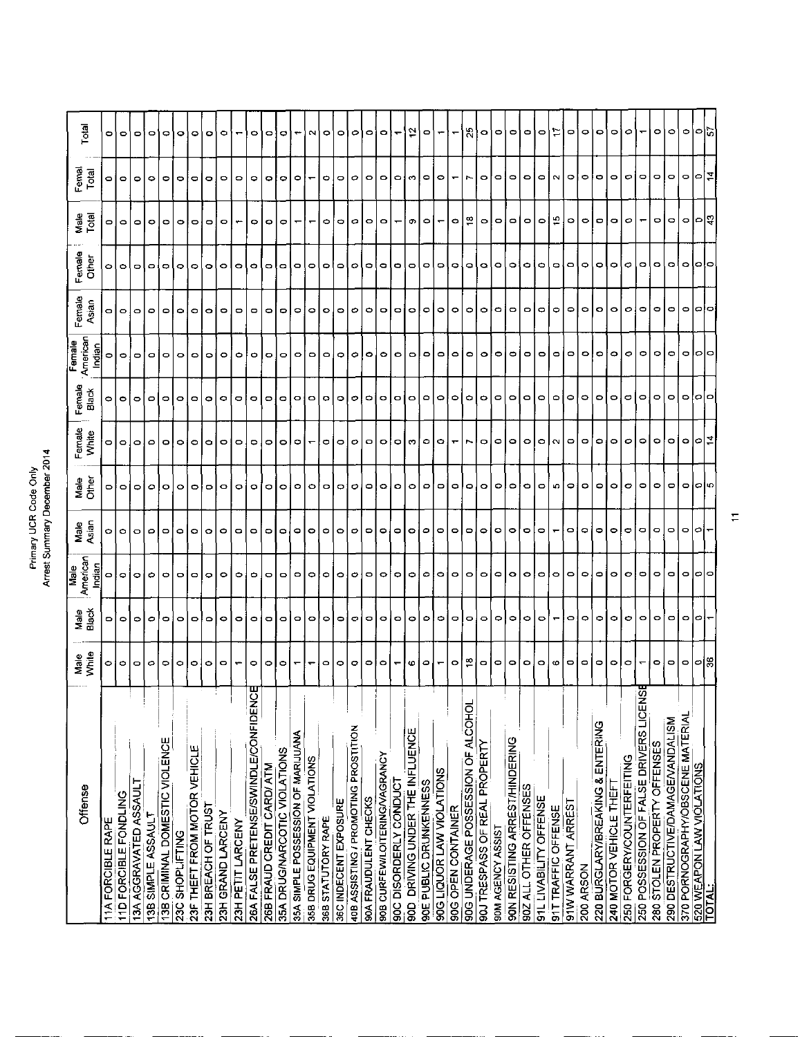Primary UCR Code Only
Arrest Summary December 2014

| Offense | Male White | Male Black | Male American Indian | Male Asian | Male Other | Female White | Female Black | Female American Indian | Female Asian | Female Other | Male Total | Femal Total | Total |
|---|---|---|---|---|---|---|---|---|---|---|---|---|---|
| 11A FORCIBLE RAPE | 0 | 0 | 0 | 0 | 0 | 0 | 0 | 0 | 0 | 0 | 0 | 0 | 0 |
| 11D FORCIBLE FONDLING | 0 | 0 | 0 | 0 | 0 | 0 | 0 | 0 | 0 | 0 | 0 | 0 | 0 |
| 13A AGGRAVATED ASSAULT | 0 | 0 | 0 | 0 | 0 | 0 | 0 | 0 | 0 | 0 | 0 | 0 | 0 |
| 13B SIMPLE ASSAULT | 0 | 0 | 0 | 0 | 0 | 0 | 0 | 0 | 0 | 0 | 0 | 0 | 0 |
| 13B CRIMINAL DOMESTIC VIOLENCE | 0 | 0 | 0 | 0 | 0 | 0 | 0 | 0 | 0 | 0 | 0 | 0 | 0 |
| 23C SHOPLIFTING | 0 | 0 | 0 | 0 | 0 | 0 | 0 | 0 | 0 | 0 | 0 | 0 | 0 |
| 23F THEFT FROM MOTOR VEHICLE | 0 | 0 | 0 | 0 | 0 | 0 | 0 | 0 | 0 | 0 | 0 | 0 | 0 |
| 23H BREACH OF TRUST | 0 | 0 | 0 | 0 | 0 | 0 | 0 | 0 | 0 | 0 | 0 | 0 | 0 |
| 23H GRAND LARCENY | 0 | 0 | 0 | 0 | 0 | 0 | 0 | 0 | 0 | 0 | 0 | 0 | 0 |
| 23H PETIT LARCENY | 1 | 0 | 0 | 0 | 0 | 0 | 0 | 0 | 0 | 0 | 1 | 0 | 1 |
| 26A FALSE PRETENSE/SWINDLE/CONFIDENCE | 0 | 0 | 0 | 0 | 0 | 0 | 0 | 0 | 0 | 0 | 0 | 0 | 0 |
| 26B FRAUD CREDIT CARD/ ATM | 0 | 0 | 0 | 0 | 0 | 0 | 0 | 0 | 0 | 0 | 0 | 0 | 0 |
| 35A DRUG/NARCOTIC VIOLATIONS | 0 | 0 | 0 | 0 | 0 | 0 | 0 | 0 | 0 | 0 | 0 | 0 | 0 |
| 35A SIMPLE POSSESSION OF MARIJUANA | 1 | 0 | 0 | 0 | 0 | 0 | 0 | 0 | 0 | 0 | 1 | 0 | 1 |
| 35B DRUG EQUIPMENT VIOLATIONS | 1 | 0 | 0 | 0 | 0 | 1 | 0 | 0 | 0 | 0 | 1 | 1 | 2 |
| 36B STATUTORY RAPE | 0 | 0 | 0 | 0 | 0 | 0 | 0 | 0 | 0 | 0 | 0 | 0 | 0 |
| 36C INDECENT EXPOSURE | 0 | 0 | 0 | 0 | 0 | 0 | 0 | 0 | 0 | 0 | 0 | 0 | 0 |
| 40B ASSISTING / PROMOTING PROSTITION | 0 | 0 | 0 | 0 | 0 | 0 | 0 | 0 | 0 | 0 | 0 | 0 | 0 |
| 90A FRAUDULENT CHECKS | 0 | 0 | 0 | 0 | 0 | 0 | 0 | 0 | 0 | 0 | 0 | 0 | 0 |
| 90B CURFEW/LOITERING/VAGRANCY | 0 | 0 | 0 | 0 | 0 | 0 | 0 | 0 | 0 | 0 | 0 | 0 | 0 |
| 90C DISORDERLY CONDUCT | 1 | 0 | 0 | 0 | 0 | 0 | 0 | 0 | 0 | 0 | 1 | 0 | 1 |
| 90D DRIVING UNDER THE INFLUENCE | 6 | 0 | 0 | 0 | 0 | 3 | 0 | 0 | 0 | 0 | 9 | 3 | 12 |
| 90E PUBLIC DRUNKENNESS | 0 | 0 | 0 | 0 | 0 | 0 | 0 | 0 | 0 | 0 | 0 | 0 | 0 |
| 90G LIQUOR LAW VIOLATIONS | 1 | 0 | 0 | 0 | 0 | 0 | 0 | 0 | 0 | 0 | 1 | 0 | 1 |
| 90G OPEN CONTAINER | 0 | 0 | 0 | 0 | 0 | 1 | 0 | 0 | 0 | 0 | 0 | 1 | 1 |
| 90G UNDERAGE POSSESSION OF ALCOHOL | 18 | 0 | 0 | 0 | 0 | 7 | 0 | 0 | 0 | 0 | 18 | 7 | 25 |
| 90J TRESPASS OF REAL PROPERTY | 0 | 0 | 0 | 0 | 0 | 0 | 0 | 0 | 0 | 0 | 0 | 0 | 0 |
| 90M AGENCY ASSIST | 0 | 0 | 0 | 0 | 0 | 0 | 0 | 0 | 0 | 0 | 0 | 0 | 0 |
| 90N RESISTING ARREST/HINDERING | 0 | 0 | 0 | 0 | 0 | 0 | 0 | 0 | 0 | 0 | 0 | 0 | 0 |
| 90Z ALL OTHER OFFENSES | 0 | 0 | 0 | 0 | 0 | 0 | 0 | 0 | 0 | 0 | 0 | 0 | 0 |
| 91L LIVABILITY OFFENSE | 0 | 0 | 0 | 0 | 0 | 0 | 0 | 0 | 0 | 0 | 0 | 0 | 0 |
| 91T TRAFFIC OFFENSE | 8 | 1 | 0 | 1 | 5 | 2 | 0 | 0 | 0 | 0 | 15 | 2 | 17 |
| 91W WARRANT ARREST | 0 | 0 | 0 | 0 | 0 | 0 | 0 | 0 | 0 | 0 | 0 | 0 | 0 |
| 200 ARSON | 0 | 0 | 0 | 0 | 0 | 0 | 0 | 0 | 0 | 0 | 0 | 0 | 0 |
| 220 BURGLARY/BREAKING & ENTERING | 0 | 0 | 0 | 0 | 0 | 0 | 0 | 0 | 0 | 0 | 0 | 0 | 0 |
| 240 MOTOR VEHICLE THEFT | 0 | 0 | 0 | 0 | 0 | 0 | 0 | 0 | 0 | 0 | 0 | 0 | 0 |
| 250 FORGERY/COUNTERFEITING | 0 | 0 | 0 | 0 | 0 | 0 | 0 | 0 | 0 | 0 | 0 | 0 | 0 |
| 250 POSSESSION OF FALSE DRIVERS LICENSE | 1 | 0 | 0 | 0 | 0 | 0 | 0 | 0 | 0 | 0 | 1 | 0 | 1 |
| 280 STOLEN PROPERTY OFFENSES | 0 | 0 | 0 | 0 | 0 | 0 | 0 | 0 | 0 | 0 | 0 | 0 | 0 |
| 290 DESTRUCTIVE/DAMAGE/VANDALISM | 0 | 0 | 0 | 0 | 0 | 0 | 0 | 0 | 0 | 0 | 0 | 0 | 0 |
| 370 PORNOGRAPHY/OBSCENE MATERIAL | 0 | 0 | 0 | 0 | 0 | 0 | 0 | 0 | 0 | 0 | 0 | 0 | 0 |
| 520 WEAPON LAW VIOLATIONS | 0 | 0 | 0 | 0 | 0 | 0 | 0 | 0 | 0 | 0 | 0 | 0 | 0 |
| TOTAL: | 36 | 1 | 0 | 1 | 5 | 14 | 0 | 0 | 0 | 0 | 43 | 14 | 57 |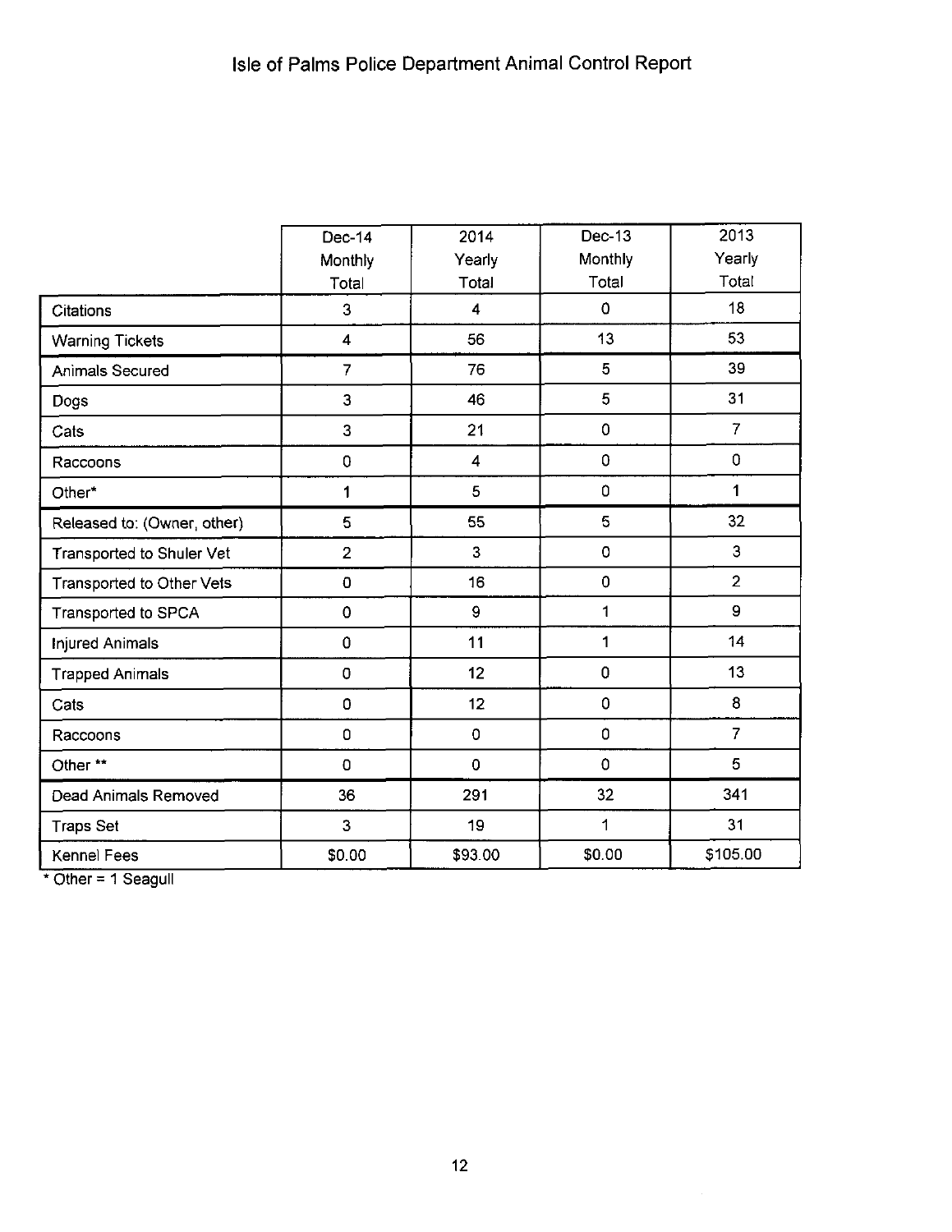# Isle of Palms Police Department Animal Control Report

| | Dec-14 Monthly Total | 2014 Yearly Total | Dec-13 Monthly Total | 2013 Yearly Total |
|---|---|---|---|---|
| Citations | 3 | 4 | 0 | 18 |
| Warning Tickets | 4 | 56 | 13 | 53 |
| Animals Secured | 7 | 76 | 5 | 39 |
| Dogs | 3 | 46 | 5 | 31 |
| Cats | 3 | 21 | 0 | 7 |
| Raccoons | 0 | 4 | 0 | 0 |
| Other* | 1 | 5 | 0 | 1 |
| Released to: (Owner, other) | 5 | 55 | 5 | 32 |
| Transported to Shuler Vet | 2 | 3 | 0 | 3 |
| Transported to Other Vets | 0 | 16 | 0 | 2 |
| Transported to SPCA | 0 | 9 | 1 | 9 |
| Injured Animals | 0 | 11 | 1 | 14 |
| Trapped Animals | 0 | 12 | 0 | 13 |
| Cats | 0 | 12 | 0 | 8 |
| Raccoons | 0 | 0 | 0 | 7 |
| Other ** | 0 | 0 | 0 | 5 |
| Dead Animals Removed | 36 | 291 | 32 | 341 |
| Traps Set | 3 | 19 | 1 | 31 |
| Kennel Fees | $0.00 | $93.00 | $0.00 | $105.00 |

* Other = 1 Seagull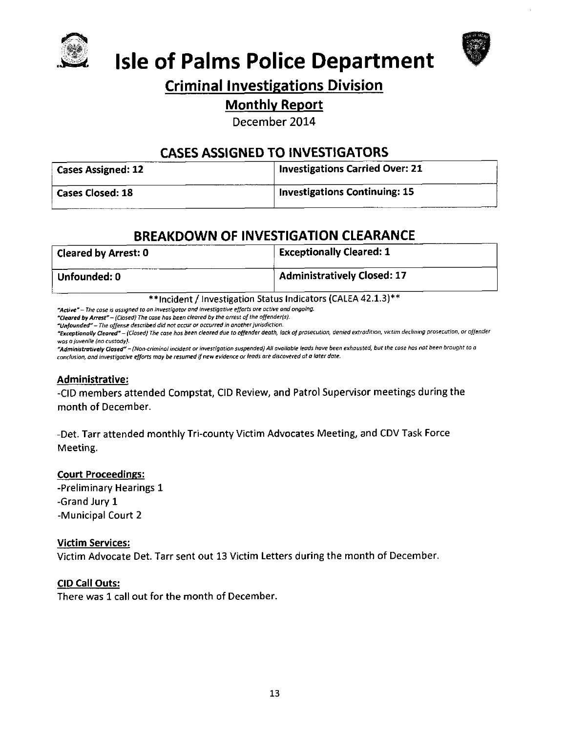# Isle of Palms Police Department

## Criminal Investigations Division

### Monthly Report

December 2014

## CASES ASSIGNED TO INVESTIGATORS

| Cases Assigned: 12 | Investigations Carried Over: 21 |
|---|---|
| Cases Closed: 18 | Investigations Continuing: 15 |

## BREAKDOWN OF INVESTIGATION CLEARANCE

| Cleared by Arrest: 0 | Exceptionally Cleared: 1 |
|---|---|
| Unfounded: 0 | Administratively Closed: 17 |

**Incident / Investigation Status Indicators (CALEA 42.1.3)**

*"Active" – The case is assigned to an investigator and investigative efforts are active and ongoing.*

*"Cleared by Arrest" – (Closed) The case has been cleared by the arrest of the offender(s).*

*"Unfounded" – The offense described did not occur or occurred in another jurisdiction.*

*"Exceptionally Cleared" – (Closed) The case has been cleared due to offender death, lack of prosecution, denied extradition, victim declining prosecution, or offender was a juvenile (no custody).*

*"Administratively Closed" – (Non-criminal incident or investigation suspended) All available leads have been exhausted, but the case has not been brought to a conclusion, and investigative efforts may be resumed if new evidence or leads are discovered at a later date.*

### Administrative:

-CID members attended Compstat, CID Review, and Patrol Supervisor meetings during the month of December.

-Det. Tarr attended monthly Tri-county Victim Advocates Meeting, and CDV Task Force Meeting.

### Court Proceedings:

-Preliminary Hearings 1
-Grand Jury 1
-Municipal Court 2

### Victim Services:

Victim Advocate Det. Tarr sent out 13 Victim Letters during the month of December.

### CID Call Outs:

There was 1 call out for the month of December.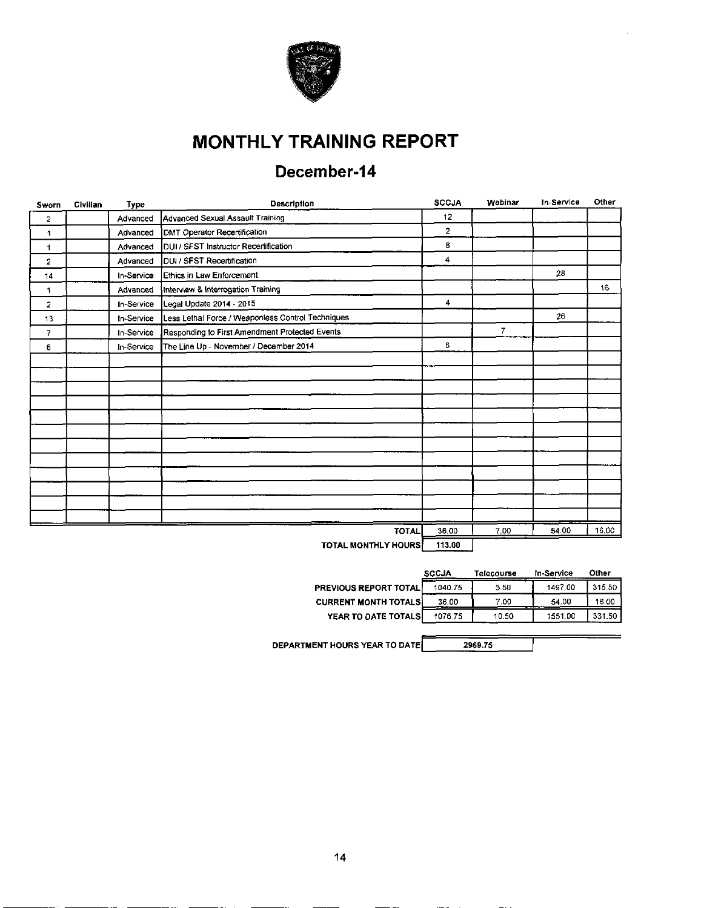# MONTHLY TRAINING REPORT

## December-14

| Sworn | Civilian | Type | Description | SCCJA | Webinar | In-Service | Other |
|---|---|---|---|---|---|---|---|
| 2 | | Advanced | Advanced Sexual Assault Training | 12 | | | |
| 1 | | Advanced | DMT Operator Recertification | 2 | | | |
| 1 | | Advanced | DUI / SFST Instructor Recertification | 8 | | | |
| 2 | | Advanced | DUI / SFST Recertification | 4 | | | |
| 14 | | In-Service | Ethics in Law Enforcement | | | 28 | |
| 1 | | Advanced | Interview & Interrogation Training | | | | 16 |
| 2 | | In-Service | Legal Update 2014 - 2015 | 4 | | | |
| 13 | | In-Service | Less Lethal Force / Weaponless Control Techniques | | | 26 | |
| 7 | | In-Service | Responding to First Amendment Protected Events | | 7 | | |
| 6 | | In-Service | The Line Up - November / December 2014 | 6 | | | |
| | | | **TOTAL** | 36.00 | 7.00 | 54.00 | 16.00 |
| | | | **TOTAL MONTHLY HOURS** | 113.00 | | | |

| | SCCJA | Telecourse | In-Service | Other |
|---|---|---|---|---|
| **PREVIOUS REPORT TOTAL** | 1040.75 | 3.50 | 1497.00 | 315.50 |
| **CURRENT MONTH TOTALS** | 36.00 | 7.00 | 54.00 | 16.00 |
| **YEAR TO DATE TOTALS** | 1076.75 | 10.50 | 1551.00 | 331.50 |

**DEPARTMENT HOURS YEAR TO DATE** 2969.75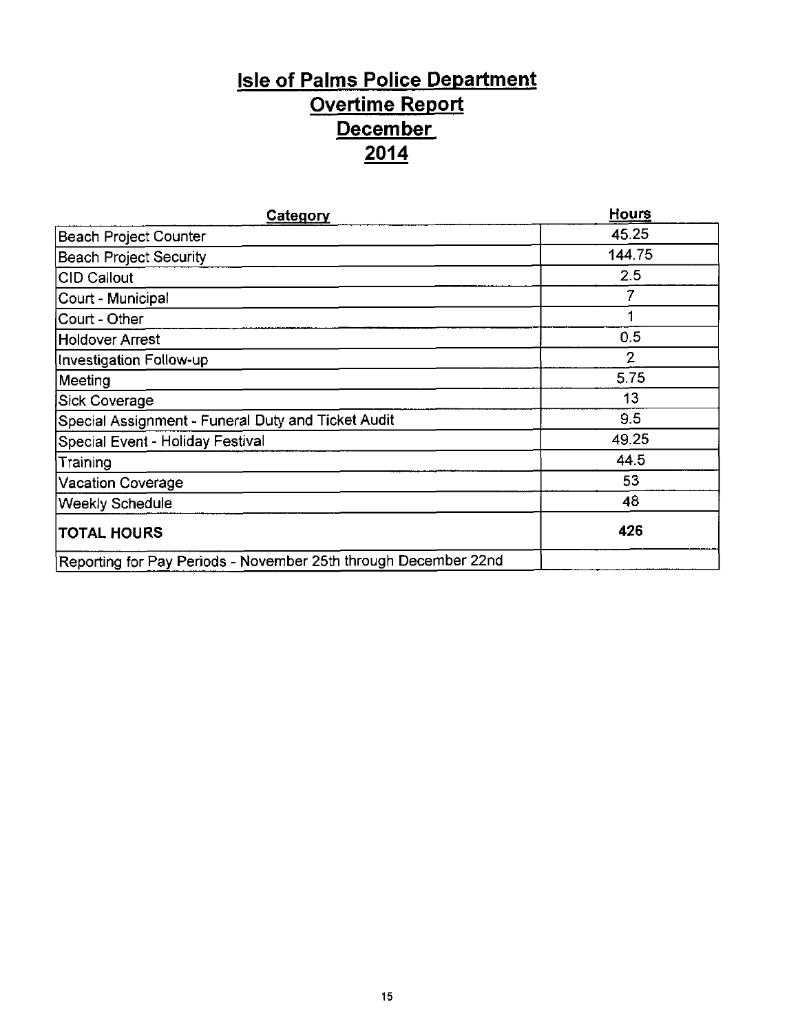# Isle of Palms Police Department
## Overtime Report
## December
## 2014

| Category | Hours |
|---|---|
| Beach Project Counter | 45.25 |
| Beach Project Security | 144.75 |
| CID Callout | 2.5 |
| Court - Municipal | 7 |
| Court - Other | 1 |
| Holdover Arrest | 0.5 |
| Investigation Follow-up | 2 |
| Meeting | 5.75 |
| Sick Coverage | 13 |
| Special Assignment - Funeral Duty and Ticket Audit | 9.5 |
| Special Event - Holiday Festival | 49.25 |
| Training | 44.5 |
| Vacation Coverage | 53 |
| Weekly Schedule | 48 |
| **TOTAL HOURS** | **426** |
| Reporting for Pay Periods - November 25th through December 22nd | |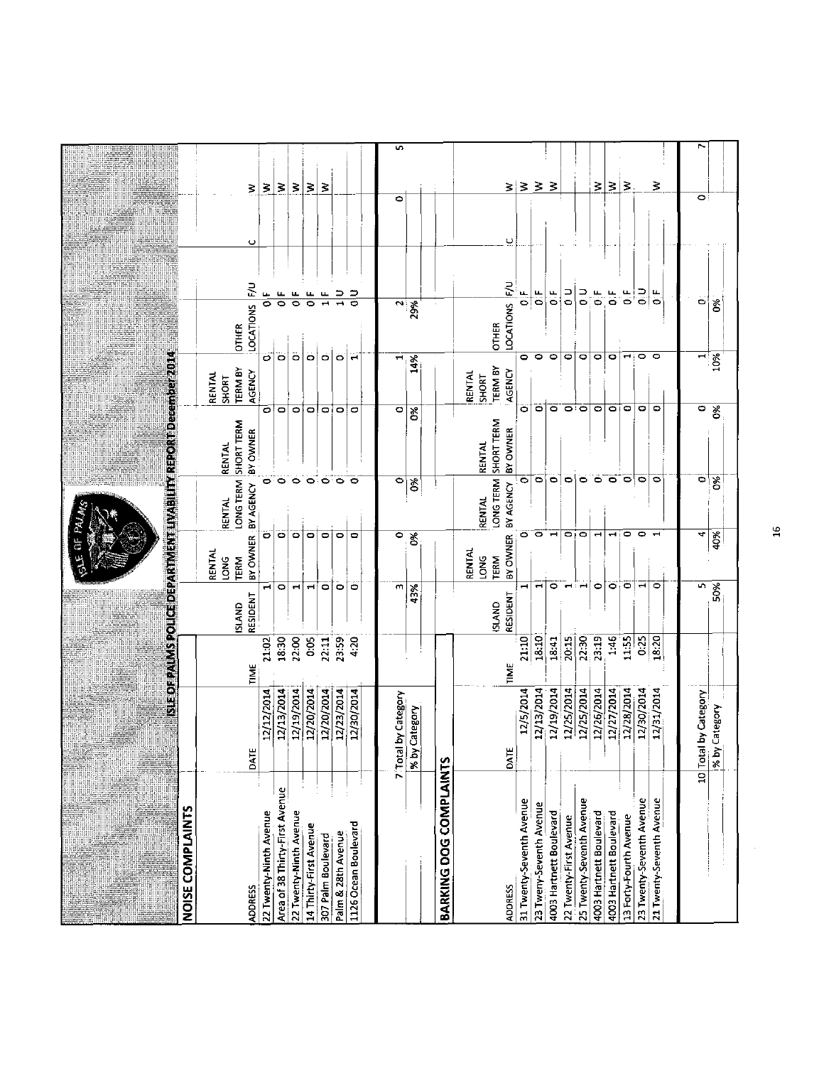## ISLE OF PALMS POLICE DEPARTMENT LIVABILITY REPORT December 2014

### NOISE COMPLAINTS

| ADDRESS | DATE | TIME | ISLAND RESIDENT | RENTAL LONG TERM BY OWNER | RENTAL LONG TERM BY AGENCY | RENTAL SHORT TERM BY OWNER | RENTAL SHORT TERM BY AGENCY | OTHER LOCATIONS | F/U | C | W |
|---|---|---|---|---|---|---|---|---|---|---|---|
| 22 Twenty-Ninth Avenue | 12/12/2014 | 21:02 | 1 | 0 | 0 | 0 | 0 | 0 | F | | W |
| Area of 38 Thirty-First Avenue | 12/13/2014 | 18:30 | 0 | 0 | 0 | 0 | 0 | 0 | F | | W |
| 22 Twenty-Ninth Avenue | 12/19/2014 | 22:00 | 1 | 0 | 0 | 0 | 0 | 0 | F | | W |
| 14 Thirty-First Avenue | 12/20/2014 | 0:05 | 1 | 0 | 0 | 0 | 0 | 0 | F | | W |
| 307 Palm Boulevard | 12/20/2014 | 22:11 | 0 | 0 | 0 | 0 | 0 | 1 | F | | W |
| Palm & 28th Avenue | 12/23/2014 | 23:59 | 0 | 0 | 0 | 0 | 0 | 1 | U | | W |
| 1126 Ocean Boulevard | 12/30/2014 | 4:20 | 0 | 0 | 0 | 0 | 1 | 0 | U | | |
| 7 | Total by Category | | 3 | 0 | 0 | 0 | 1 | 2 | | 0 | 5 |
| | % by Category | | 43% | 0% | 0% | 0% | 14% | 29% | | | |

### BARKING DOG COMPLAINTS

| ADDRESS | DATE | TIME | ISLAND RESIDENT | RENTAL LONG TERM BY OWNER | RENTAL LONG TERM BY AGENCY | RENTAL SHORT TERM BY OWNER | RENTAL SHORT TERM BY AGENCY | OTHER LOCATIONS | F/U | C | W |
|---|---|---|---|---|---|---|---|---|---|---|---|
| 31 Twenty-Seventh Avenue | 12/5/2014 | 21:10 | 1 | 0 | 0 | 0 | 0 | 0 | F | | W |
| 23 Twenty-Seventh Avenue | 12/13/2014 | 18:10 | 1 | 0 | 0 | 0 | 0 | 0 | F | | W |
| 4003 Hartnett Boulevard | 12/19/2014 | 18:41 | 0 | 1 | 0 | 0 | 0 | 0 | F | | W |
| 22 Twenty-First Avenue | 12/25/2014 | 20:15 | 1 | 0 | 0 | 0 | 0 | 0 | U | | W |
| 25 Twenty-Seventh Avenue | 12/25/2014 | 22:30 | 1 | 0 | 0 | 0 | 0 | 0 | U | | |
| 4003 Hartnett Boulevard | 12/26/2014 | 23:19 | 0 | 1 | 0 | 0 | 0 | 0 | F | | W |
| 4003 Hartnett Boulevard | 12/27/2014 | 1:46 | 0 | 1 | 0 | 0 | 0 | 0 | F | | W |
| 13 Forty-Fourth Avenue | 12/28/2014 | 11:55 | 0 | 0 | 0 | 0 | 1 | 0 | F | | W |
| 23 Twenty-Seventh Avenue | 12/30/2014 | 0:25 | 1 | 0 | 0 | 0 | 0 | 0 | U | | |
| 21 Twenty-Seventh Avenue | 12/31/2014 | 18:20 | 0 | 1 | 0 | 0 | 0 | 0 | F | | W |
| 10 | Total by Category | | 5 | 4 | 0 | 0 | 1 | 0 | | 0 | 7 |
| | % by Category | | 50% | 40% | 0% | 0% | 10% | 0% | | | |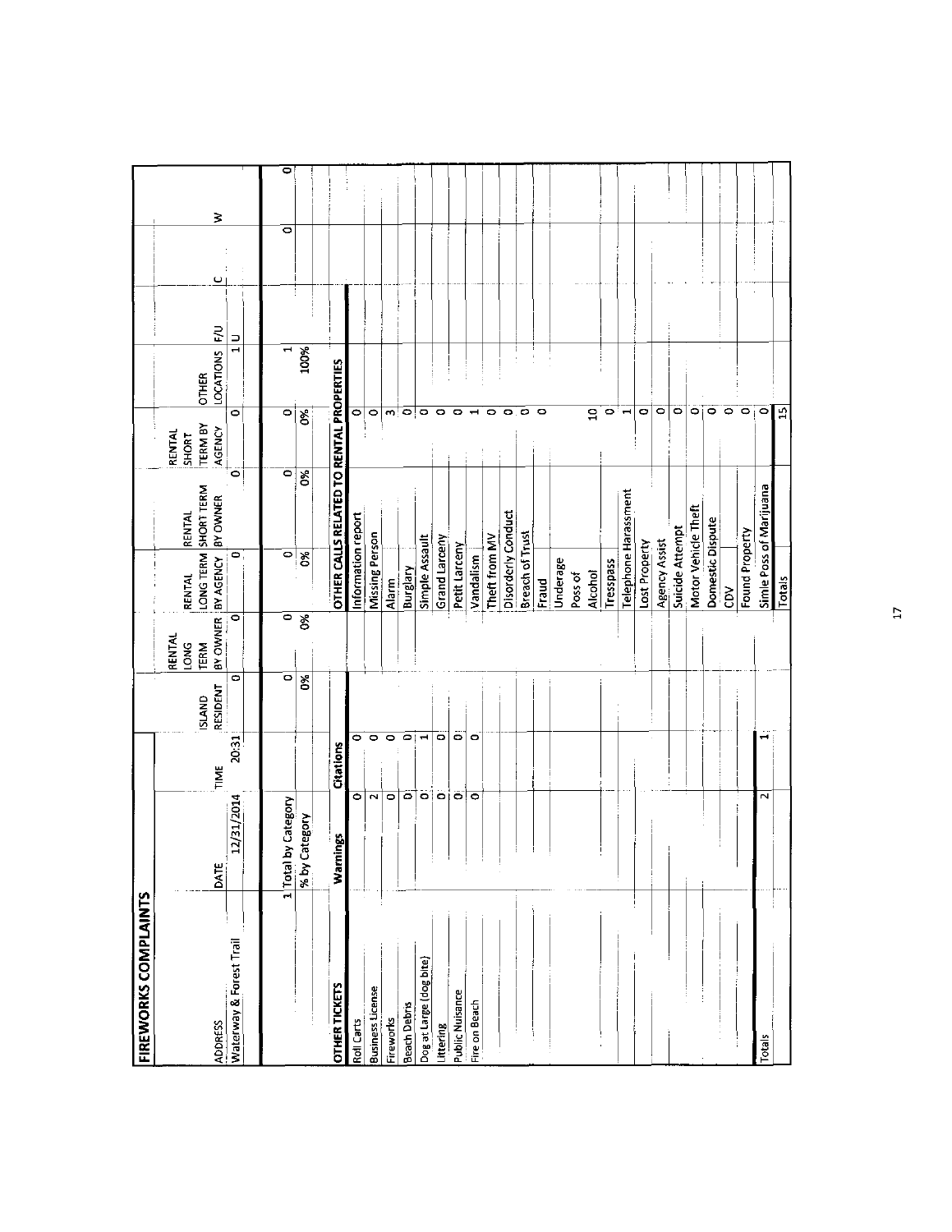# FIREWORKS COMPLAINTS

| ADDRESS | DATE | TIME | ISLAND RESIDENT | RENTAL LONG TERM BY OWNER | RENTAL LONG TERM BY AGENCY | RENTAL SHORT TERM BY OWNER | RENTAL SHORT TERM BY AGENCY | OTHER LOCATIONS | F/U | C | W |
|---|---|---|---|---|---|---|---|---|---|---|---|
| Waterway & Forest Trail | 12/31/2014 | 20:31 | 0 | 0 | 0 | 0 | 0 | 1 | U | | |
| 1 | Total by Category | | 0 | 0 | 0 | 0 | 0 | 1 | | 0 | 0 |
| | % by Category | | 0% | 0% | 0% | 0% | 0% | 100% | | | |

| OTHER TICKETS | Warnings | Citations |
|---|---|---|
| Roll Carts | 0 | 0 |
| Business License | 2 | 0 |
| Fireworks | 0 | 0 |
| Beach Debris | 0 | 0 |
| Dog at Large (dog bite) | 0 | 1 |
| Littering | 0 | 0 |
| Public Nuisance | 0 | 0 |
| Fire on Beach | 0 | 0 |
| Totals | 2 | 1 |

| OTHER CALLS RELATED TO RENTAL PROPERTIES | |
|---|---|
| Information report | 0 |
| Missing Person | 0 |
| Alarm | 3 |
| Burglary | 0 |
| Simple Assault | 0 |
| Grand Larceny | 0 |
| Petit Larceny | 0 |
| Vandalism | 1 |
| Theft from MV | 0 |
| Disorderly Conduct | 0 |
| Breach of Trust | 0 |
| Fraud | 0 |
| Underage Poss of Alcohol | 10 |
| Tresspass | 0 |
| Telephone Harassment | 1 |
| Lost Property | 0 |
| Agency Assist | 0 |
| Suicide Attempt | 0 |
| Motor Vehicle Theft | 0 |
| Domestic Dispute | 0 |
| CDV | 0 |
| Found Property | 0 |
| Simle Poss of Marijuana | 0 |
| Totals | 15 |